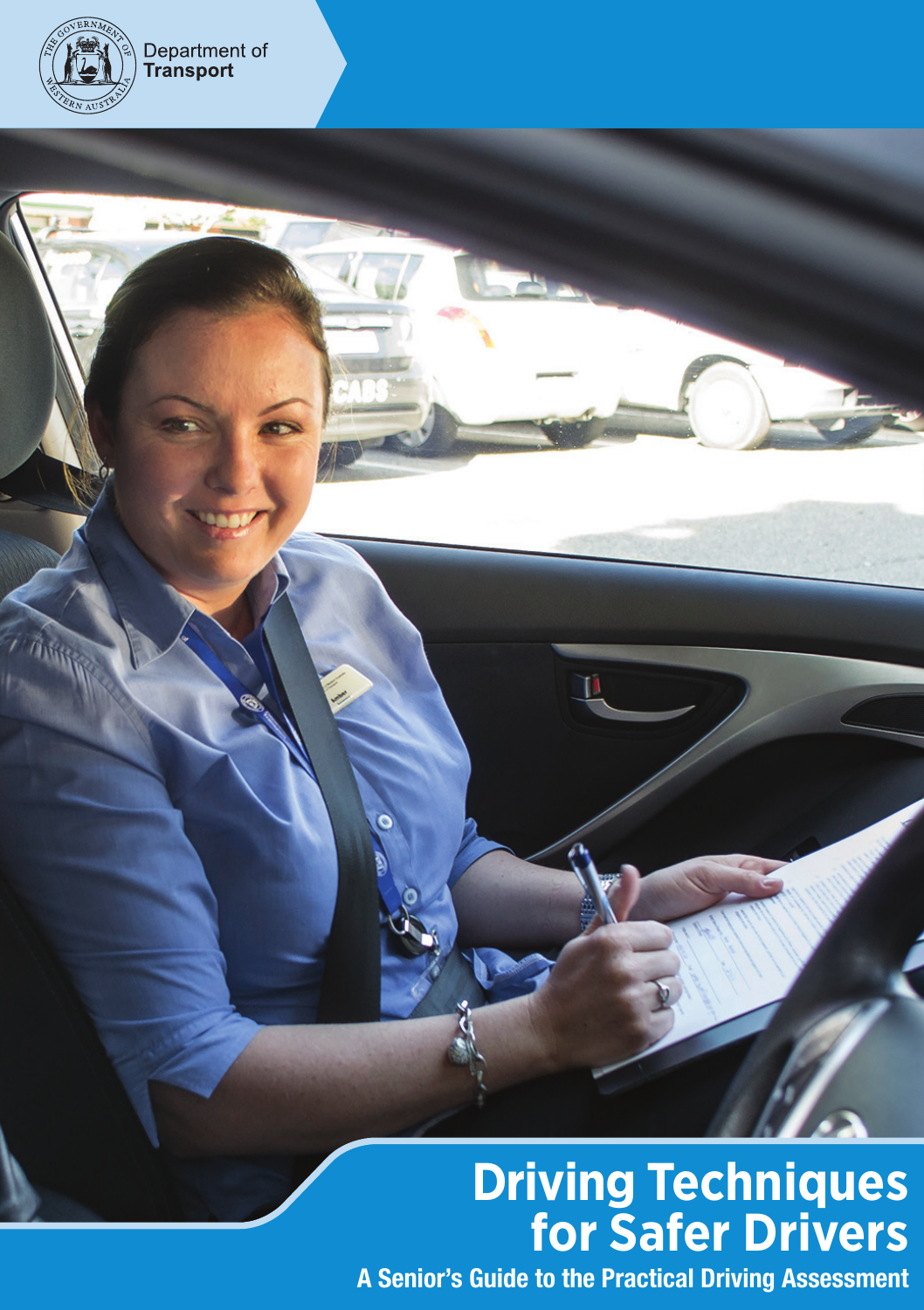Department of Transport

# Driving Techniques for Safer Drivers

## A Senior's Guide to the Practical Driving Assessment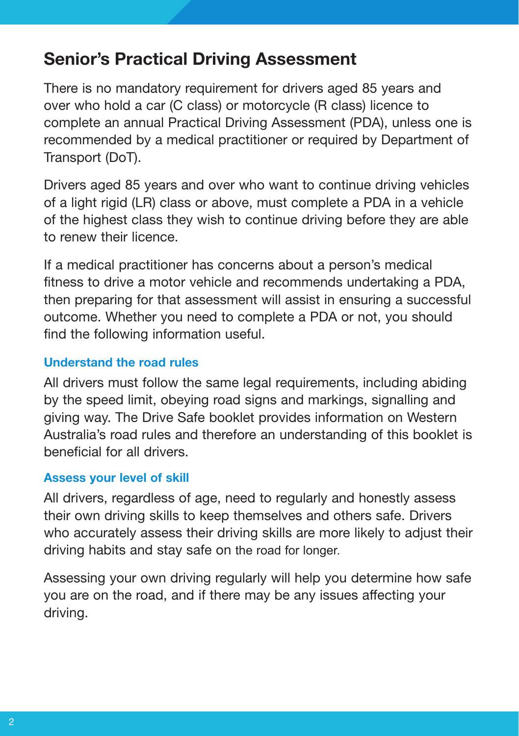## Senior's Practical Driving Assessment

There is no mandatory requirement for drivers aged 85 years and over who hold a car (C class) or motorcycle (R class) licence to complete an annual Practical Driving Assessment (PDA), unless one is recommended by a medical practitioner or required by Department of Transport (DoT).

Drivers aged 85 years and over who want to continue driving vehicles of a light rigid (LR) class or above, must complete a PDA in a vehicle of the highest class they wish to continue driving before they are able to renew their licence.

If a medical practitioner has concerns about a person's medical fitness to drive a motor vehicle and recommends undertaking a PDA, then preparing for that assessment will assist in ensuring a successful outcome. Whether you need to complete a PDA or not, you should find the following information useful.

### Understand the road rules

All drivers must follow the same legal requirements, including abiding by the speed limit, obeying road signs and markings, signalling and giving way. The Drive Safe booklet provides information on Western Australia's road rules and therefore an understanding of this booklet is beneficial for all drivers.

### Assess your level of skill

All drivers, regardless of age, need to regularly and honestly assess their own driving skills to keep themselves and others safe. Drivers who accurately assess their driving skills are more likely to adjust their driving habits and stay safe on the road for longer.

Assessing your own driving regularly will help you determine how safe you are on the road, and if there may be any issues affecting your driving.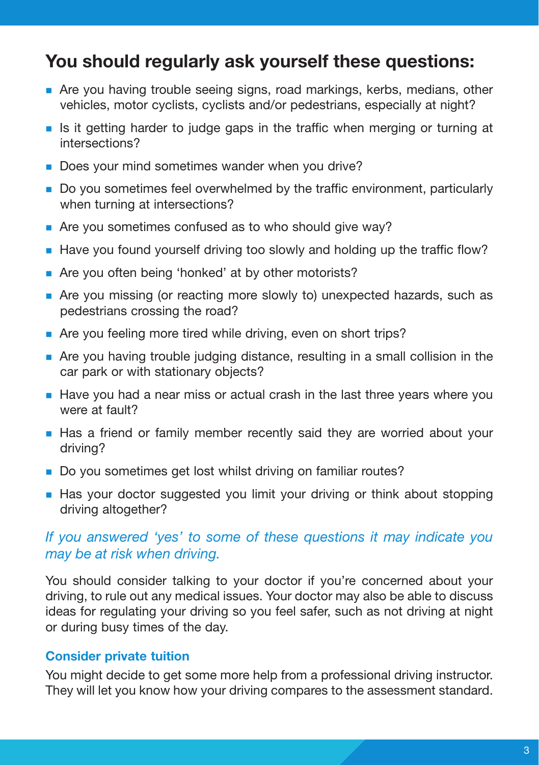## You should regularly ask yourself these questions:

- Are you having trouble seeing signs, road markings, kerbs, medians, other vehicles, motor cyclists, cyclists and/or pedestrians, especially at night?
- Is it getting harder to judge gaps in the traffic when merging or turning at intersections?
- Does your mind sometimes wander when you drive?
- Do you sometimes feel overwhelmed by the traffic environment, particularly when turning at intersections?
- Are you sometimes confused as to who should give way?
- Have you found yourself driving too slowly and holding up the traffic flow?
- Are you often being 'honked' at by other motorists?
- Are you missing (or reacting more slowly to) unexpected hazards, such as pedestrians crossing the road?
- Are you feeling more tired while driving, even on short trips?
- Are you having trouble judging distance, resulting in a small collision in the car park or with stationary objects?
- Have you had a near miss or actual crash in the last three years where you were at fault?
- Has a friend or family member recently said they are worried about your driving?
- Do you sometimes get lost whilst driving on familiar routes?
- Has your doctor suggested you limit your driving or think about stopping driving altogether?

*If you answered 'yes' to some of these questions it may indicate you may be at risk when driving.*

You should consider talking to your doctor if you're concerned about your driving, to rule out any medical issues. Your doctor may also be able to discuss ideas for regulating your driving so you feel safer, such as not driving at night or during busy times of the day.

### Consider private tuition

You might decide to get some more help from a professional driving instructor. They will let you know how your driving compares to the assessment standard.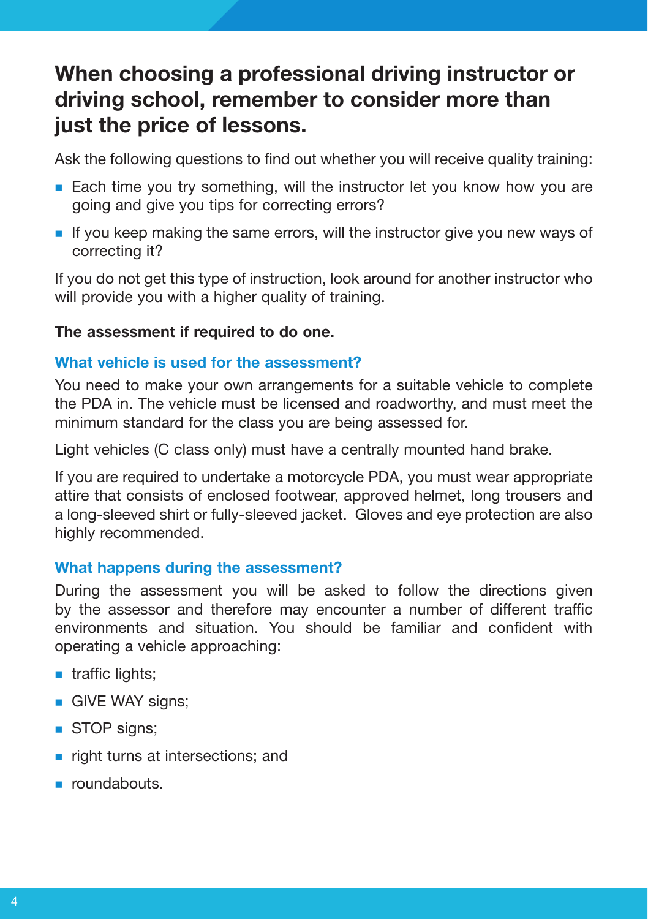## When choosing a professional driving instructor or driving school, remember to consider more than just the price of lessons.

Ask the following questions to find out whether you will receive quality training:

- Each time you try something, will the instructor let you know how you are going and give you tips for correcting errors?
- If you keep making the same errors, will the instructor give you new ways of correcting it?

If you do not get this type of instruction, look around for another instructor who will provide you with a higher quality of training.

**The assessment if required to do one.**

### What vehicle is used for the assessment?

You need to make your own arrangements for a suitable vehicle to complete the PDA in. The vehicle must be licensed and roadworthy, and must meet the minimum standard for the class you are being assessed for.

Light vehicles (C class only) must have a centrally mounted hand brake.

If you are required to undertake a motorcycle PDA, you must wear appropriate attire that consists of enclosed footwear, approved helmet, long trousers and a long-sleeved shirt or fully-sleeved jacket. Gloves and eye protection are also highly recommended.

### What happens during the assessment?

During the assessment you will be asked to follow the directions given by the assessor and therefore may encounter a number of different traffic environments and situation. You should be familiar and confident with operating a vehicle approaching:

- traffic lights;
- GIVE WAY signs;
- STOP signs;
- right turns at intersections; and
- roundabouts.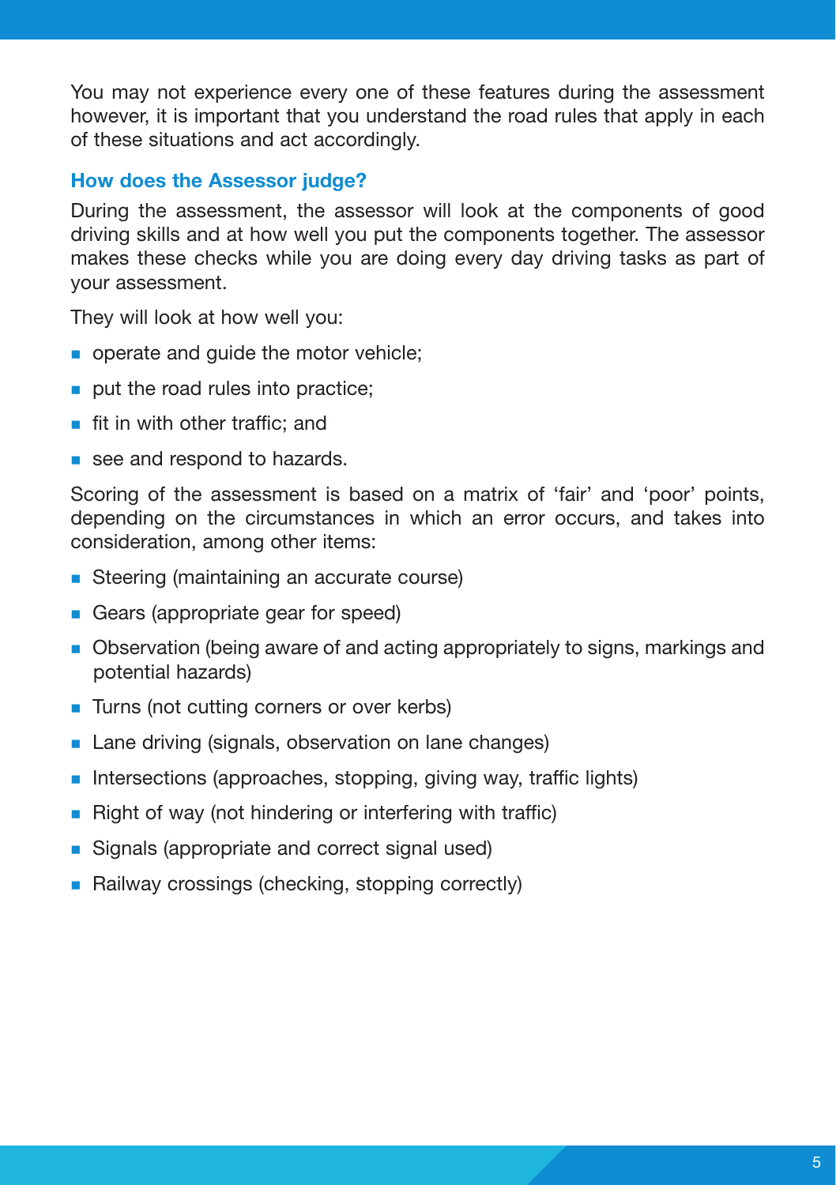You may not experience every one of these features during the assessment however, it is important that you understand the road rules that apply in each of these situations and act accordingly.

### How does the Assessor judge?

During the assessment, the assessor will look at the components of good driving skills and at how well you put the components together. The assessor makes these checks while you are doing every day driving tasks as part of your assessment.

They will look at how well you:

- operate and guide the motor vehicle;
- put the road rules into practice;
- fit in with other traffic; and
- see and respond to hazards.

Scoring of the assessment is based on a matrix of 'fair' and 'poor' points, depending on the circumstances in which an error occurs, and takes into consideration, among other items:

- Steering (maintaining an accurate course)
- Gears (appropriate gear for speed)
- Observation (being aware of and acting appropriately to signs, markings and potential hazards)
- Turns (not cutting corners or over kerbs)
- Lane driving (signals, observation on lane changes)
- Intersections (approaches, stopping, giving way, traffic lights)
- Right of way (not hindering or interfering with traffic)
- Signals (appropriate and correct signal used)
- Railway crossings (checking, stopping correctly)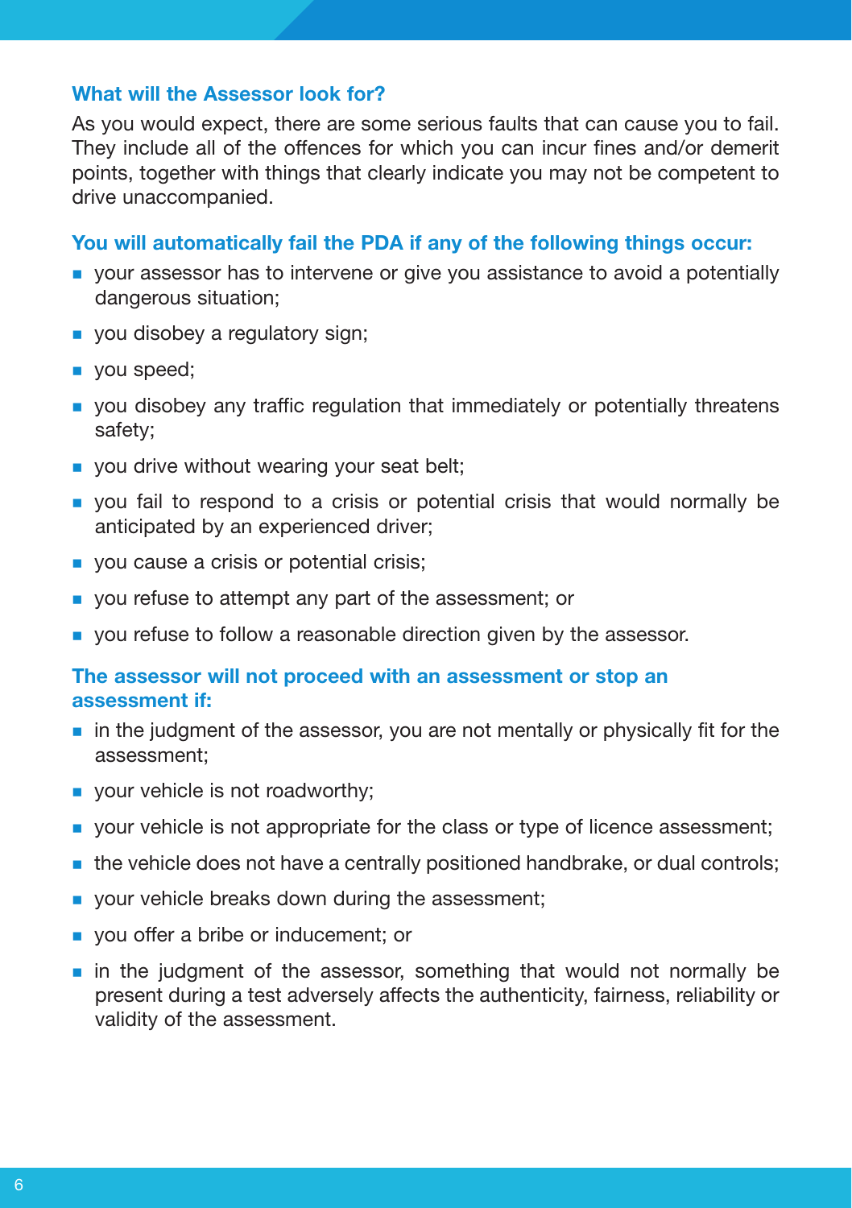### What will the Assessor look for?

As you would expect, there are some serious faults that can cause you to fail. They include all of the offences for which you can incur fines and/or demerit points, together with things that clearly indicate you may not be competent to drive unaccompanied.

### You will automatically fail the PDA if any of the following things occur:

- your assessor has to intervene or give you assistance to avoid a potentially dangerous situation;
- you disobey a regulatory sign;
- you speed;
- you disobey any traffic regulation that immediately or potentially threatens safety;
- you drive without wearing your seat belt;
- you fail to respond to a crisis or potential crisis that would normally be anticipated by an experienced driver;
- you cause a crisis or potential crisis;
- you refuse to attempt any part of the assessment; or
- you refuse to follow a reasonable direction given by the assessor.

### The assessor will not proceed with an assessment or stop an assessment if:

- in the judgment of the assessor, you are not mentally or physically fit for the assessment;
- your vehicle is not roadworthy;
- your vehicle is not appropriate for the class or type of licence assessment;
- the vehicle does not have a centrally positioned handbrake, or dual controls;
- your vehicle breaks down during the assessment;
- you offer a bribe or inducement; or
- in the judgment of the assessor, something that would not normally be present during a test adversely affects the authenticity, fairness, reliability or validity of the assessment.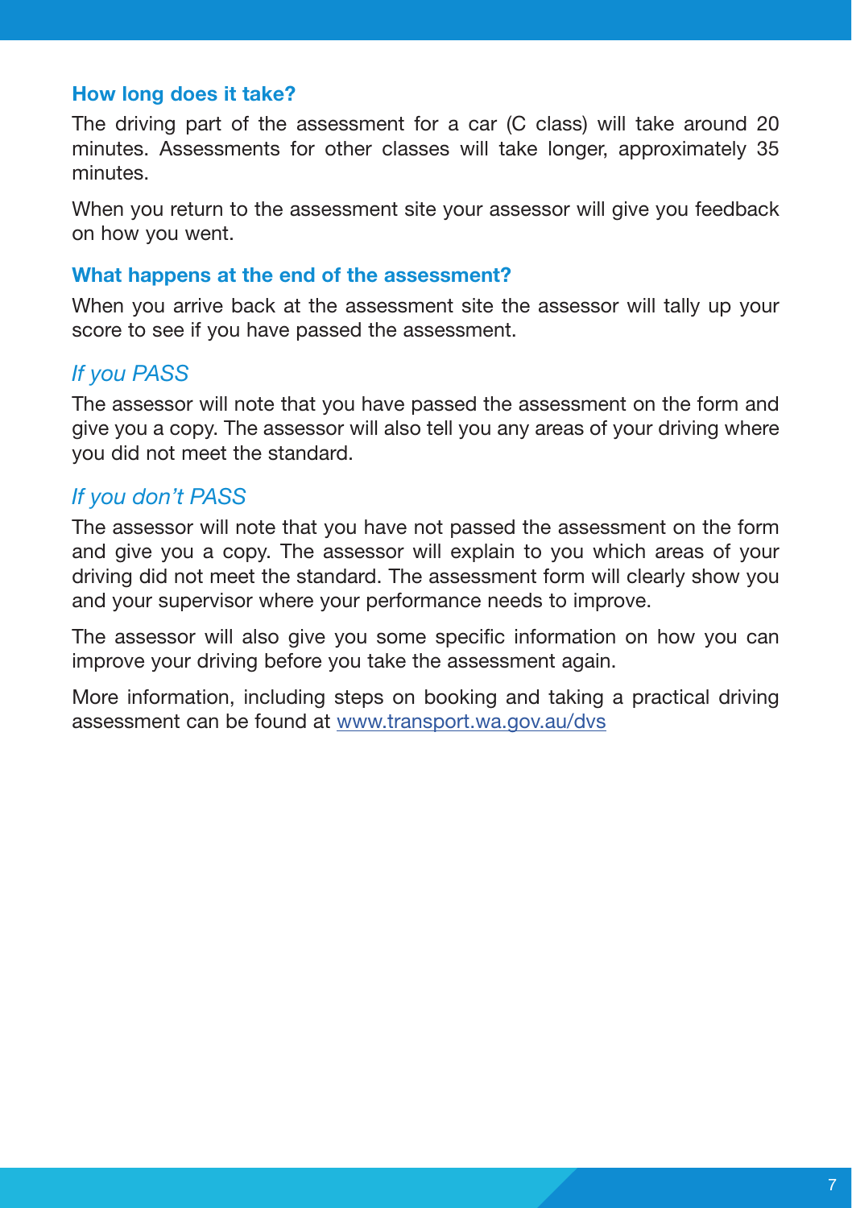### How long does it take?

The driving part of the assessment for a car (C class) will take around 20 minutes. Assessments for other classes will take longer, approximately 35 minutes.

When you return to the assessment site your assessor will give you feedback on how you went.

### What happens at the end of the assessment?

When you arrive back at the assessment site the assessor will tally up your score to see if you have passed the assessment.

#### *If you PASS*

The assessor will note that you have passed the assessment on the form and give you a copy. The assessor will also tell you any areas of your driving where you did not meet the standard.

#### *If you don't PASS*

The assessor will note that you have not passed the assessment on the form and give you a copy. The assessor will explain to you which areas of your driving did not meet the standard. The assessment form will clearly show you and your supervisor where your performance needs to improve.

The assessor will also give you some specific information on how you can improve your driving before you take the assessment again.

More information, including steps on booking and taking a practical driving assessment can be found at [www.transport.wa.gov.au/dvs](http://www.transport.wa.gov.au/dvs)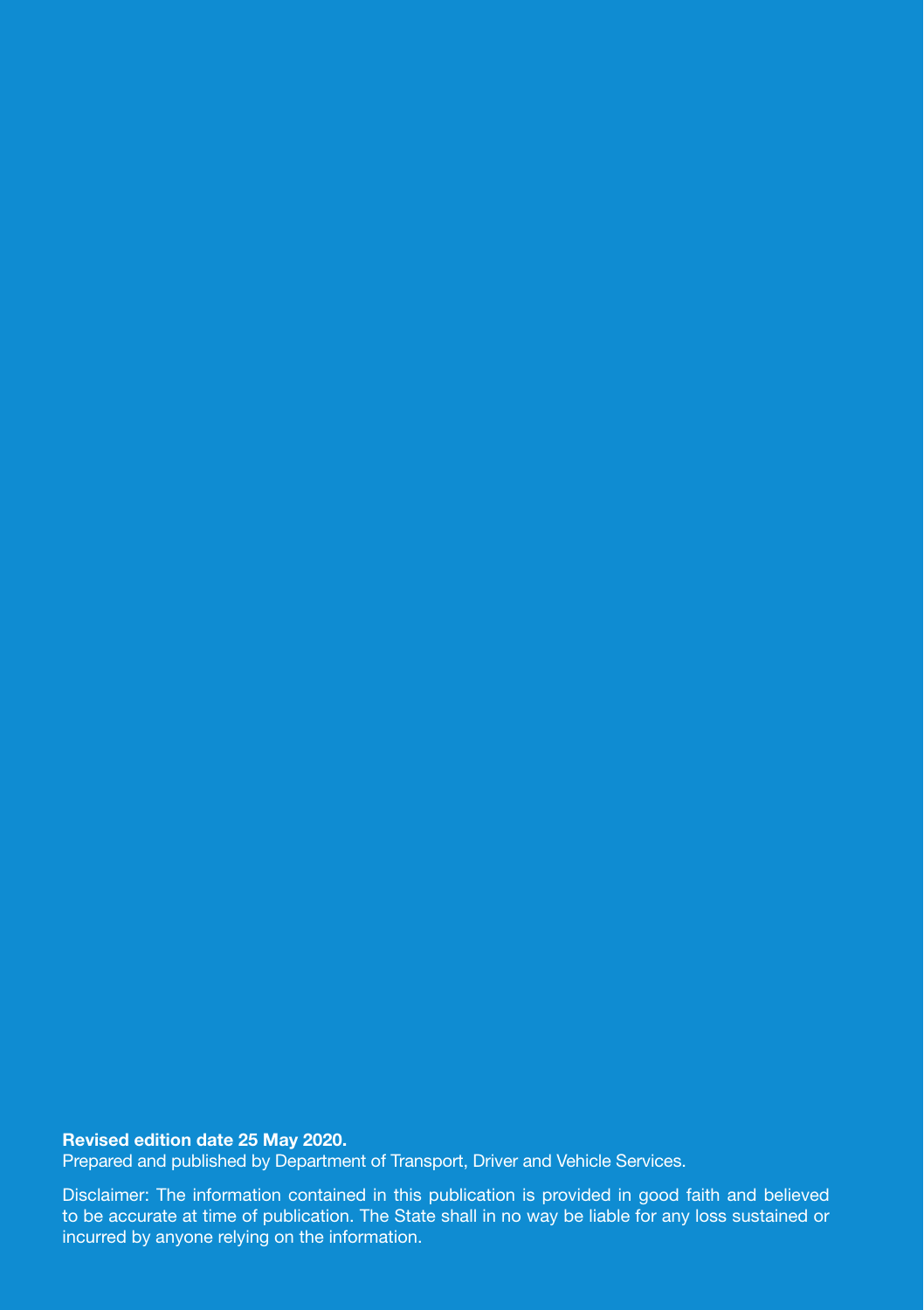**Revised edition date 25 May 2020.**
Prepared and published by Department of Transport, Driver and Vehicle Services.

Disclaimer: The information contained in this publication is provided in good faith and believed to be accurate at time of publication. The State shall in no way be liable for any loss sustained or incurred by anyone relying on the information.